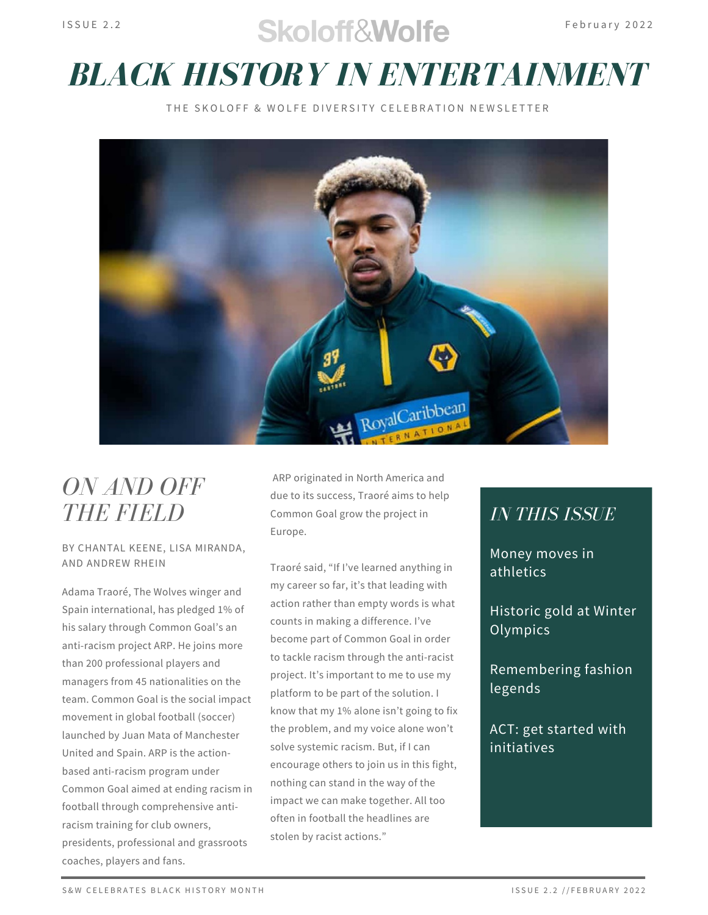ISSUE 2.2

Skoloff&Wolfe

February 2022

# BLACK HISTORY IN ENTERTAINMENT

THE SKOLOFF & WOLFE DIVERSITY CELEBRATION NEWSLETTER

## *ON AND OFF THE FIELD*

BY CHANTAL KEENE, LISA MIRANDA, AND ANDREW RHEIN

Adama Traoré, The Wolves winger and Spain international, has pledged 1% of his salary through Common Goal's an anti-racism project ARP. He joins more than 200 professional players and managers from 45 nationalities on the team. Common Goal is the social impact movement in global football (soccer) launched by Juan Mata of Manchester United and Spain. ARP is the action-based anti-racism program under Common Goal aimed at ending racism in football through comprehensive anti-racism training for club owners, presidents, professional and grassroots coaches, players and fans.

ARP originated in North America and due to its success, Traoré aims to help Common Goal grow the project in Europe.

Traoré said, "If I've learned anything in my career so far, it's that leading with action rather than empty words is what counts in making a difference. I've become part of Common Goal in order to tackle racism through the anti-racist project. It's important to me to use my platform to be part of the solution. I know that my 1% alone isn't going to fix the problem, and my voice alone won't solve systemic racism. But, if I can encourage others to join us in this fight, nothing can stand in the way of the impact we can make together. All too often in football the headlines are stolen by racist actions."

### *IN THIS ISSUE*

- Money moves in athletics
- Historic gold at Winter Olympics
- Remembering fashion legends
- ACT: get started with initiatives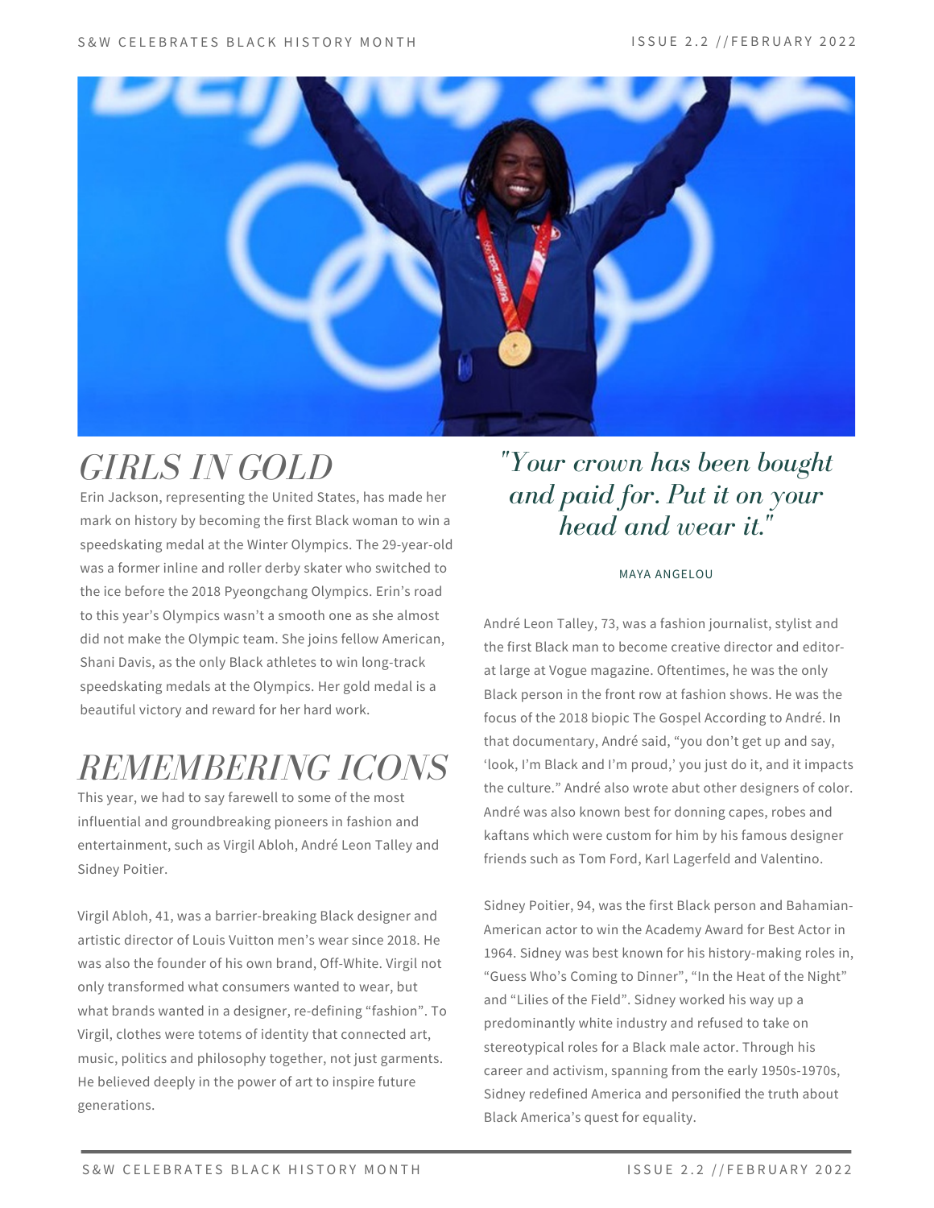## GIRLS IN GOLD

Erin Jackson, representing the United States, has made her mark on history by becoming the first Black woman to win a speedskating medal at the Winter Olympics. The 29-year-old was a former inline and roller derby skater who switched to the ice before the 2018 Pyeongchang Olympics. Erin's road to this year's Olympics wasn't a smooth one as she almost did not make the Olympic team. She joins fellow American, Shani Davis, as the only Black athletes to win long-track speedskating medals at the Olympics. Her gold medal is a beautiful victory and reward for her hard work.

## REMEMBERING ICONS

This year, we had to say farewell to some of the most influential and groundbreaking pioneers in fashion and entertainment, such as Virgil Abloh, André Leon Talley and Sidney Poitier.

Virgil Abloh, 41, was a barrier-breaking Black designer and artistic director of Louis Vuitton men's wear since 2018. He was also the founder of his own brand, Off-White. Virgil not only transformed what consumers wanted to wear, but what brands wanted in a designer, re-defining "fashion". To Virgil, clothes were totems of identity that connected art, music, politics and philosophy together, not just garments. He believed deeply in the power of art to inspire future generations.

> *"Your crown has been bought and paid for. Put it on your head and wear it."*
>
> MAYA ANGELOU

André Leon Talley, 73, was a fashion journalist, stylist and the first Black man to become creative director and editor-at large at Vogue magazine. Oftentimes, he was the only Black person in the front row at fashion shows. He was the focus of the 2018 biopic The Gospel According to André. In that documentary, André said, "you don't get up and say, 'look, I'm Black and I'm proud,' you just do it, and it impacts the culture." André also wrote abut other designers of color. André was also known best for donning capes, robes and kaftans which were custom for him by his famous designer friends such as Tom Ford, Karl Lagerfeld and Valentino.

Sidney Poitier, 94, was the first Black person and Bahamian-American actor to win the Academy Award for Best Actor in 1964. Sidney was best known for his history-making roles in, "Guess Who's Coming to Dinner", "In the Heat of the Night" and "Lilies of the Field". Sidney worked his way up a predominantly white industry and refused to take on stereotypical roles for a Black male actor. Through his career and activism, spanning from the early 1950s-1970s, Sidney redefined America and personified the truth about Black America's quest for equality.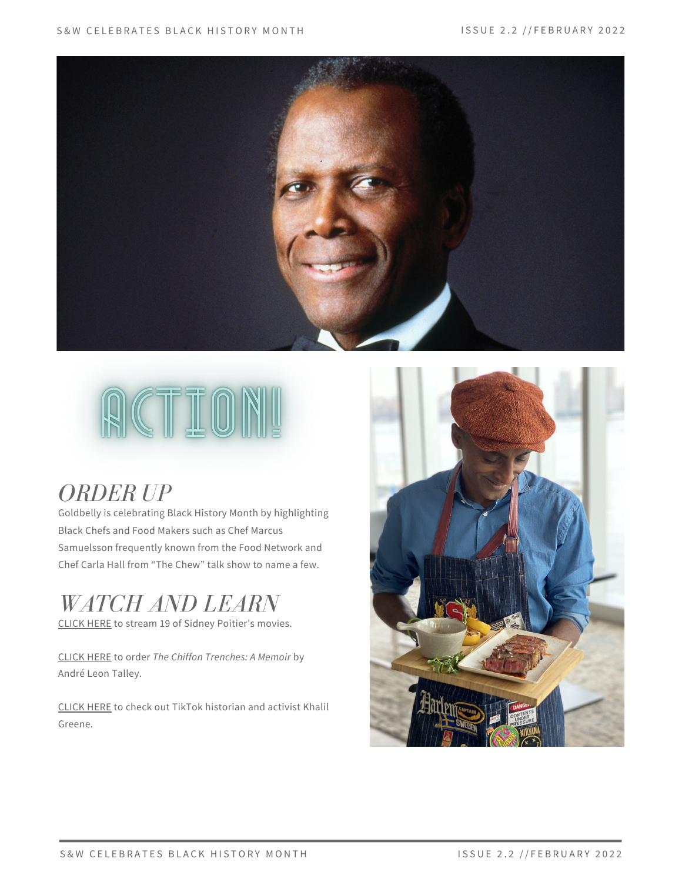# ACTION!

## *ORDER UP*

Goldbelly is celebrating Black History Month by highlighting Black Chefs and Food Makers such as Chef Marcus Samuelsson frequently known from the Food Network and Chef Carla Hall from "The Chew" talk show to name a few.

## *WATCH AND LEARN*

CLICK HERE to stream 19 of Sidney Poitier's movies.

CLICK HERE to order *The Chiffon Trenches: A Memoir* by André Leon Talley.

CLICK HERE to check out TikTok historian and activist Khalil Greene.